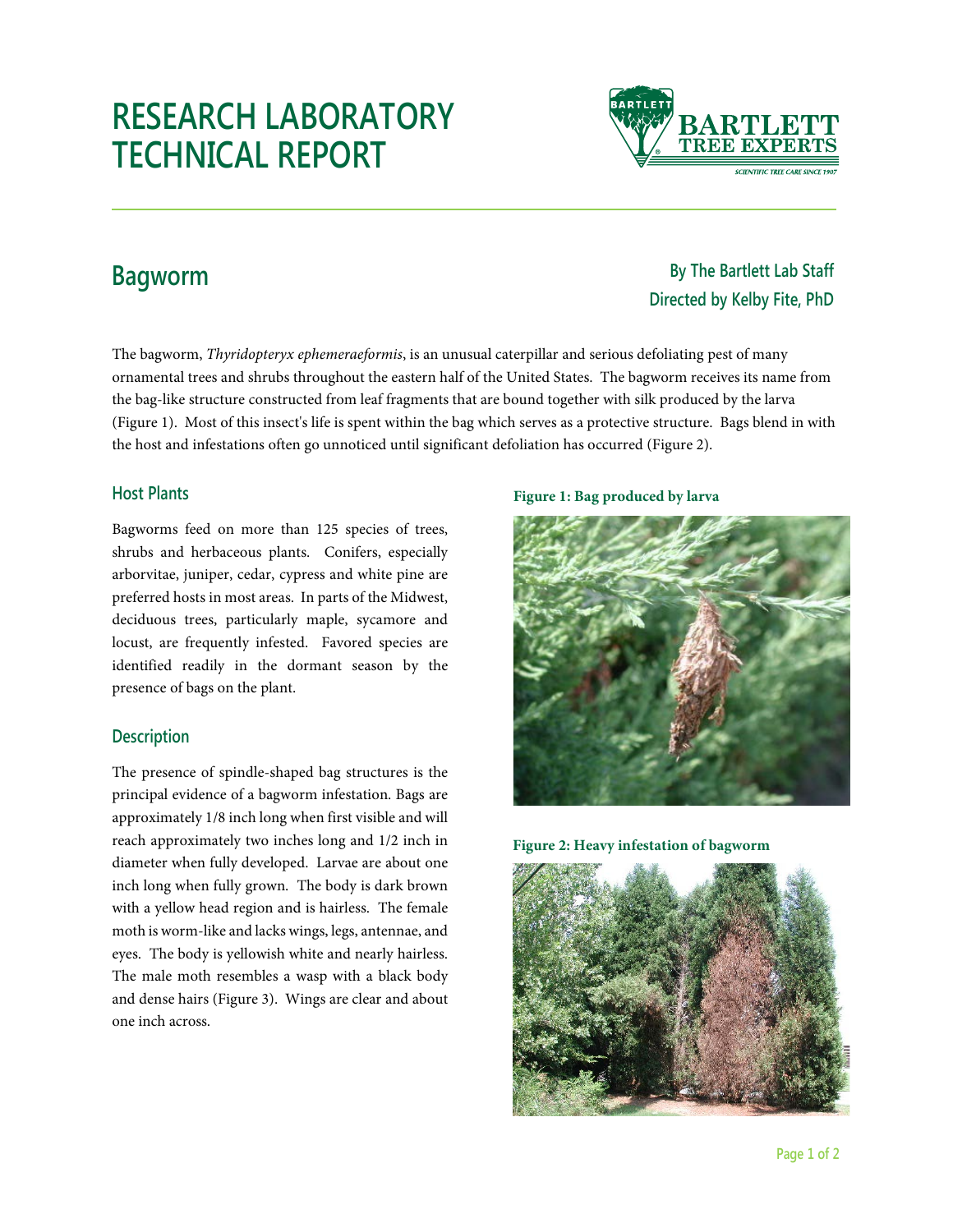# RESEARCH LABORATORY TECHNICAL REPORT

## Bagworm

**By The Bartlett Lab Staff**
**Directed by Kelby Fite, PhD**

The bagworm, *Thyridopteryx ephemeraeformis*, is an unusual caterpillar and serious defoliating pest of many ornamental trees and shrubs throughout the eastern half of the United States. The bagworm receives its name from the bag-like structure constructed from leaf fragments that are bound together with silk produced by the larva (Figure 1). Most of this insect's life is spent within the bag which serves as a protective structure. Bags blend in with the host and infestations often go unnoticed until significant defoliation has occurred (Figure 2).

### Host Plants

Bagworms feed on more than 125 species of trees, shrubs and herbaceous plants. Conifers, especially arborvitae, juniper, cedar, cypress and white pine are preferred hosts in most areas. In parts of the Midwest, deciduous trees, particularly maple, sycamore and locust, are frequently infested. Favored species are identified readily in the dormant season by the presence of bags on the plant.

### Description

The presence of spindle-shaped bag structures is the principal evidence of a bagworm infestation. Bags are approximately 1/8 inch long when first visible and will reach approximately two inches long and 1/2 inch in diameter when fully developed. Larvae are about one inch long when fully grown. The body is dark brown with a yellow head region and is hairless. The female moth is worm-like and lacks wings, legs, antennae, and eyes. The body is yellowish white and nearly hairless. The male moth resembles a wasp with a black body and dense hairs (Figure 3). Wings are clear and about one inch across.

**Figure 1: Bag produced by larva**

**Figure 2: Heavy infestation of bagworm**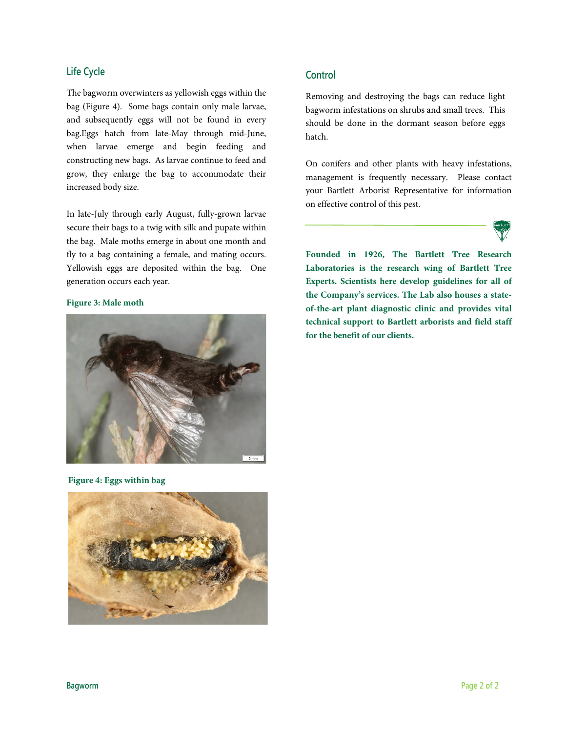## Life Cycle

The bagworm overwinters as yellowish eggs within the bag (Figure 4). Some bags contain only male larvae, and subsequently eggs will not be found in every bag.Eggs hatch from late-May through mid-June, when larvae emerge and begin feeding and constructing new bags. As larvae continue to feed and grow, they enlarge the bag to accommodate their increased body size.

In late-July through early August, fully-grown larvae secure their bags to a twig with silk and pupate within the bag. Male moths emerge in about one month and fly to a bag containing a female, and mating occurs. Yellowish eggs are deposited within the bag. One generation occurs each year.

**Figure 3: Male moth**

**Figure 4: Eggs within bag**

## Control

Removing and destroying the bags can reduce light bagworm infestations on shrubs and small trees. This should be done in the dormant season before eggs hatch.

On conifers and other plants with heavy infestations, management is frequently necessary. Please contact your Bartlett Arborist Representative for information on effective control of this pest.

**Founded in 1926, The Bartlett Tree Research Laboratories is the research wing of Bartlett Tree Experts. Scientists here develop guidelines for all of the Company's services. The Lab also houses a state-of-the-art plant diagnostic clinic and provides vital technical support to Bartlett arborists and field staff for the benefit of our clients.**